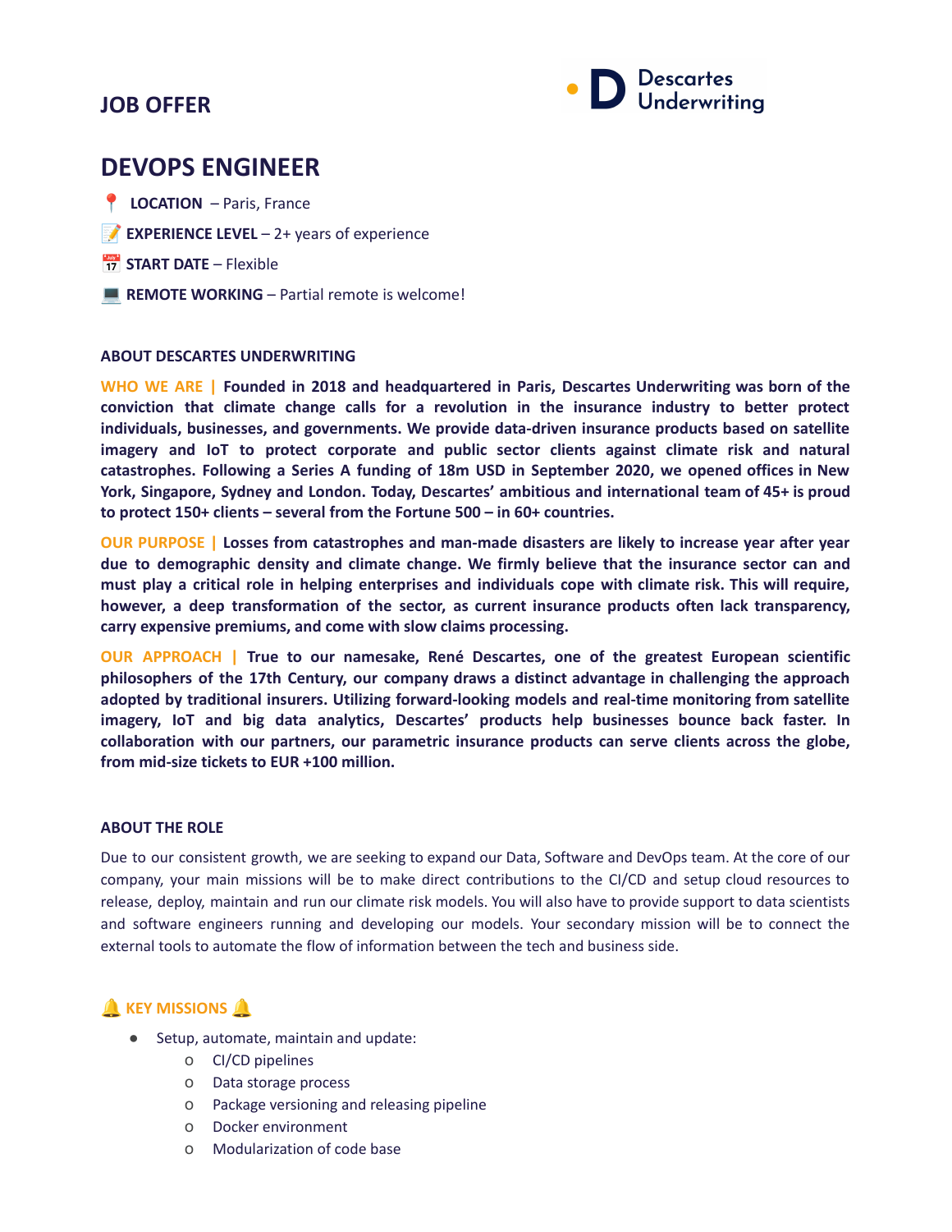## JOB OFFER

Descartes Underwriting

# DEVOPS ENGINEER

📍 **LOCATION** – Paris, France

📝 **EXPERIENCE LEVEL** – 2+ years of experience

📅 **START DATE** – Flexible

💻 **REMOTE WORKING** – Partial remote is welcome!

### ABOUT DESCARTES UNDERWRITING

**WHO WE ARE | Founded in 2018 and headquartered in Paris, Descartes Underwriting was born of the conviction that climate change calls for a revolution in the insurance industry to better protect individuals, businesses, and governments. We provide data-driven insurance products based on satellite imagery and IoT to protect corporate and public sector clients against climate risk and natural catastrophes. Following a Series A funding of 18m USD in September 2020, we opened offices in New York, Singapore, Sydney and London. Today, Descartes' ambitious and international team of 45+ is proud to protect 150+ clients – several from the Fortune 500 – in 60+ countries.**

**OUR PURPOSE | Losses from catastrophes and man-made disasters are likely to increase year after year due to demographic density and climate change. We firmly believe that the insurance sector can and must play a critical role in helping enterprises and individuals cope with climate risk. This will require, however, a deep transformation of the sector, as current insurance products often lack transparency, carry expensive premiums, and come with slow claims processing.**

**OUR APPROACH | True to our namesake, René Descartes, one of the greatest European scientific philosophers of the 17th Century, our company draws a distinct advantage in challenging the approach adopted by traditional insurers. Utilizing forward-looking models and real-time monitoring from satellite imagery, IoT and big data analytics, Descartes' products help businesses bounce back faster. In collaboration with our partners, our parametric insurance products can serve clients across the globe, from mid-size tickets to EUR +100 million.**

### ABOUT THE ROLE

Due to our consistent growth, we are seeking to expand our Data, Software and DevOps team. At the core of our company, your main missions will be to make direct contributions to the CI/CD and setup cloud resources to release, deploy, maintain and run our climate risk models. You will also have to provide support to data scientists and software engineers running and developing our models. Your secondary mission will be to connect the external tools to automate the flow of information between the tech and business side.

### 🔔 KEY MISSIONS 🔔

- Setup, automate, maintain and update:
  - CI/CD pipelines
  - Data storage process
  - Package versioning and releasing pipeline
  - Docker environment
  - Modularization of code base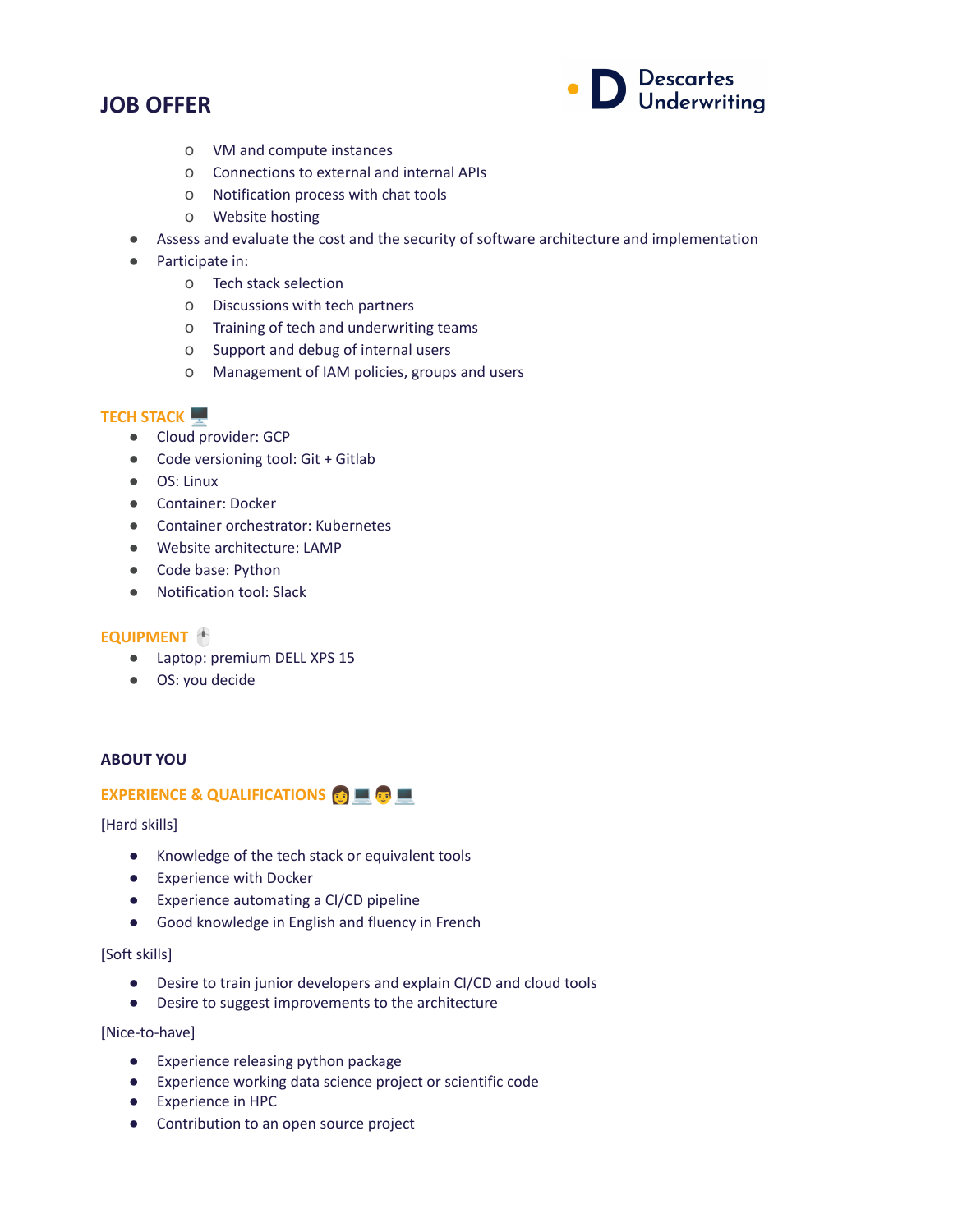# JOB OFFER

  - VM and compute instances
  - Connections to external and internal APIs
  - Notification process with chat tools
  - Website hosting
- Assess and evaluate the cost and the security of software architecture and implementation
- Participate in:
  - Tech stack selection
  - Discussions with tech partners
  - Training of tech and underwriting teams
  - Support and debug of internal users
  - Management of IAM policies, groups and users

### TECH STACK 🖥️

- Cloud provider: GCP
- Code versioning tool: Git + Gitlab
- OS: Linux
- Container: Docker
- Container orchestrator: Kubernetes
- Website architecture: LAMP
- Code base: Python
- Notification tool: Slack

### EQUIPMENT 🖱️

- Laptop: premium DELL XPS 15
- OS: you decide

## ABOUT YOU

### EXPERIENCE & QUALIFICATIONS 👩‍💻👨‍💻

[Hard skills]

- Knowledge of the tech stack or equivalent tools
- Experience with Docker
- Experience automating a CI/CD pipeline
- Good knowledge in English and fluency in French

[Soft skills]

- Desire to train junior developers and explain CI/CD and cloud tools
- Desire to suggest improvements to the architecture

[Nice-to-have]

- Experience releasing python package
- Experience working data science project or scientific code
- Experience in HPC
- Contribution to an open source project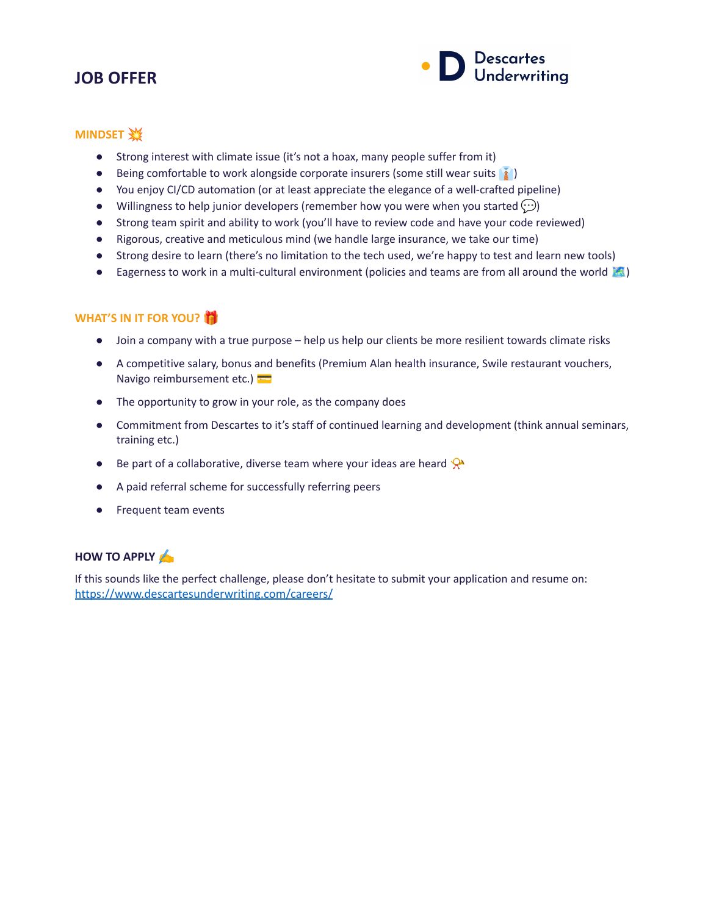# JOB OFFER

Descartes Underwriting

## MINDSET 💥

- Strong interest with climate issue (it's not a hoax, many people suffer from it)
- Being comfortable to work alongside corporate insurers (some still wear suits 👔)
- You enjoy CI/CD automation (or at least appreciate the elegance of a well-crafted pipeline)
- Willingness to help junior developers (remember how you were when you started 💬)
- Strong team spirit and ability to work (you'll have to review code and have your code reviewed)
- Rigorous, creative and meticulous mind (we handle large insurance, we take our time)
- Strong desire to learn (there's no limitation to the tech used, we're happy to test and learn new tools)
- Eagerness to work in a multi-cultural environment (policies and teams are from all around the world 🗺️)

## WHAT'S IN IT FOR YOU? 🎁

- Join a company with a true purpose – help us help our clients be more resilient towards climate risks
- A competitive salary, bonus and benefits (Premium Alan health insurance, Swile restaurant vouchers, Navigo reimbursement etc.) 💳
- The opportunity to grow in your role, as the company does
- Commitment from Descartes to it's staff of continued learning and development (think annual seminars, training etc.)
- Be part of a collaborative, diverse team where your ideas are heard 📯
- A paid referral scheme for successfully referring peers
- Frequent team events

## HOW TO APPLY ✍️

If this sounds like the perfect challenge, please don't hesitate to submit your application and resume on:
[https://www.descartesunderwriting.com/careers/](https://www.descartesunderwriting.com/careers/)